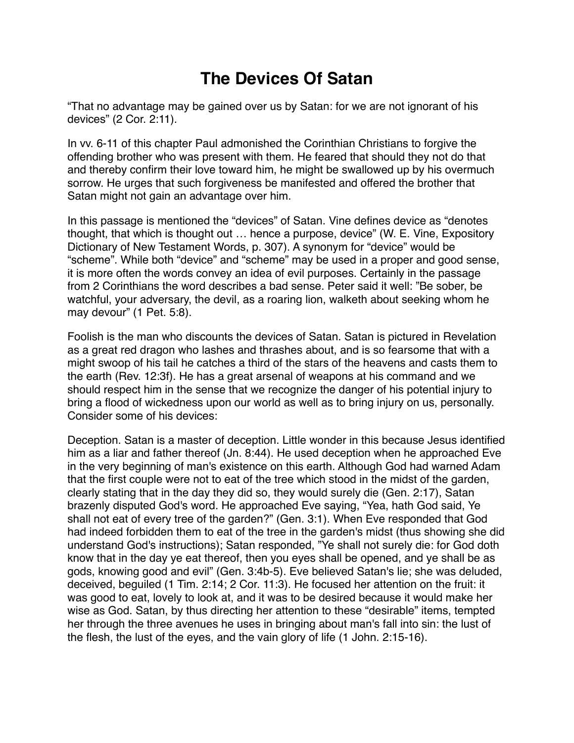# The Devices Of Satan

“That no advantage may be gained over us by Satan: for we are not ignorant of his devices” (2 Cor. 2:11).

In vv. 6-11 of this chapter Paul admonished the Corinthian Christians to forgive the offending brother who was present with them. He feared that should they not do that and thereby confirm their love toward him, he might be swallowed up by his overmuch sorrow. He urges that such forgiveness be manifested and offered the brother that Satan might not gain an advantage over him.

In this passage is mentioned the “devices” of Satan. Vine defines device as “denotes thought, that which is thought out … hence a purpose, device” (W. E. Vine, Expository Dictionary of New Testament Words, p. 307). A synonym for “device” would be “scheme”. While both “device” and “scheme” may be used in a proper and good sense, it is more often the words convey an idea of evil purposes. Certainly in the passage from 2 Corinthians the word describes a bad sense. Peter said it well: ”Be sober, be watchful, your adversary, the devil, as a roaring lion, walketh about seeking whom he may devour” (1 Pet. 5:8).

Foolish is the man who discounts the devices of Satan. Satan is pictured in Revelation as a great red dragon who lashes and thrashes about, and is so fearsome that with a might swoop of his tail he catches a third of the stars of the heavens and casts them to the earth (Rev. 12:3f). He has a great arsenal of weapons at his command and we should respect him in the sense that we recognize the danger of his potential injury to bring a flood of wickedness upon our world as well as to bring injury on us, personally. Consider some of his devices:

Deception. Satan is a master of deception. Little wonder in this because Jesus identified him as a liar and father thereof (Jn. 8:44). He used deception when he approached Eve in the very beginning of man's existence on this earth. Although God had warned Adam that the first couple were not to eat of the tree which stood in the midst of the garden, clearly stating that in the day they did so, they would surely die (Gen. 2:17), Satan brazenly disputed God's word. He approached Eve saying, “Yea, hath God said, Ye shall not eat of every tree of the garden?” (Gen. 3:1). When Eve responded that God had indeed forbidden them to eat of the tree in the garden's midst (thus showing she did understand God's instructions); Satan responded, ”Ye shall not surely die: for God doth know that in the day ye eat thereof, then you eyes shall be opened, and ye shall be as gods, knowing good and evil” (Gen. 3:4b-5). Eve believed Satan's lie; she was deluded, deceived, beguiled (1 Tim. 2:14; 2 Cor. 11:3). He focused her attention on the fruit: it was good to eat, lovely to look at, and it was to be desired because it would make her wise as God. Satan, by thus directing her attention to these “desirable” items, tempted her through the three avenues he uses in bringing about man's fall into sin: the lust of the flesh, the lust of the eyes, and the vain glory of life (1 John. 2:15-16).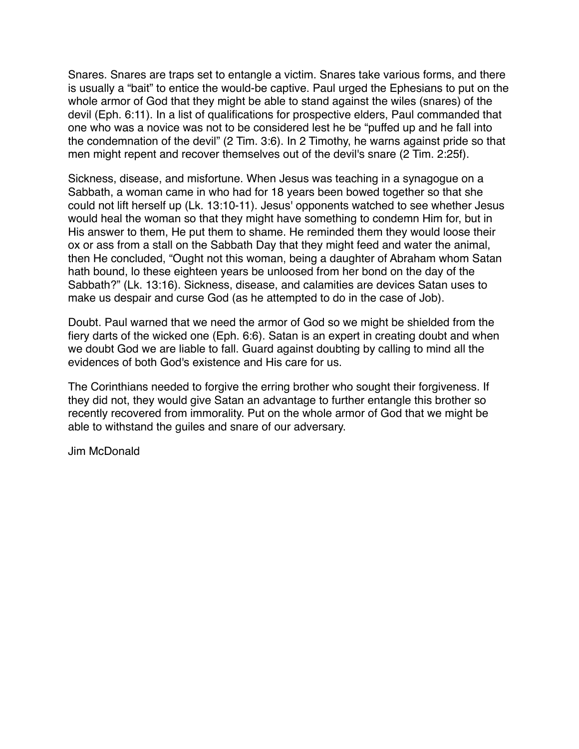Snares. Snares are traps set to entangle a victim. Snares take various forms, and there is usually a "bait" to entice the would-be captive. Paul urged the Ephesians to put on the whole armor of God that they might be able to stand against the wiles (snares) of the devil (Eph. 6:11). In a list of qualifications for prospective elders, Paul commanded that one who was a novice was not to be considered lest he be "puffed up and he fall into the condemnation of the devil" (2 Tim. 3:6). In 2 Timothy, he warns against pride so that men might repent and recover themselves out of the devil's snare (2 Tim. 2:25f).

Sickness, disease, and misfortune. When Jesus was teaching in a synagogue on a Sabbath, a woman came in who had for 18 years been bowed together so that she could not lift herself up (Lk. 13:10-11). Jesus' opponents watched to see whether Jesus would heal the woman so that they might have something to condemn Him for, but in His answer to them, He put them to shame. He reminded them they would loose their ox or ass from a stall on the Sabbath Day that they might feed and water the animal, then He concluded, "Ought not this woman, being a daughter of Abraham whom Satan hath bound, lo these eighteen years be unloosed from her bond on the day of the Sabbath?" (Lk. 13:16). Sickness, disease, and calamities are devices Satan uses to make us despair and curse God (as he attempted to do in the case of Job).

Doubt. Paul warned that we need the armor of God so we might be shielded from the fiery darts of the wicked one (Eph. 6:6). Satan is an expert in creating doubt and when we doubt God we are liable to fall. Guard against doubting by calling to mind all the evidences of both God's existence and His care for us.

The Corinthians needed to forgive the erring brother who sought their forgiveness. If they did not, they would give Satan an advantage to further entangle this brother so recently recovered from immorality. Put on the whole armor of God that we might be able to withstand the guiles and snare of our adversary.

Jim McDonald